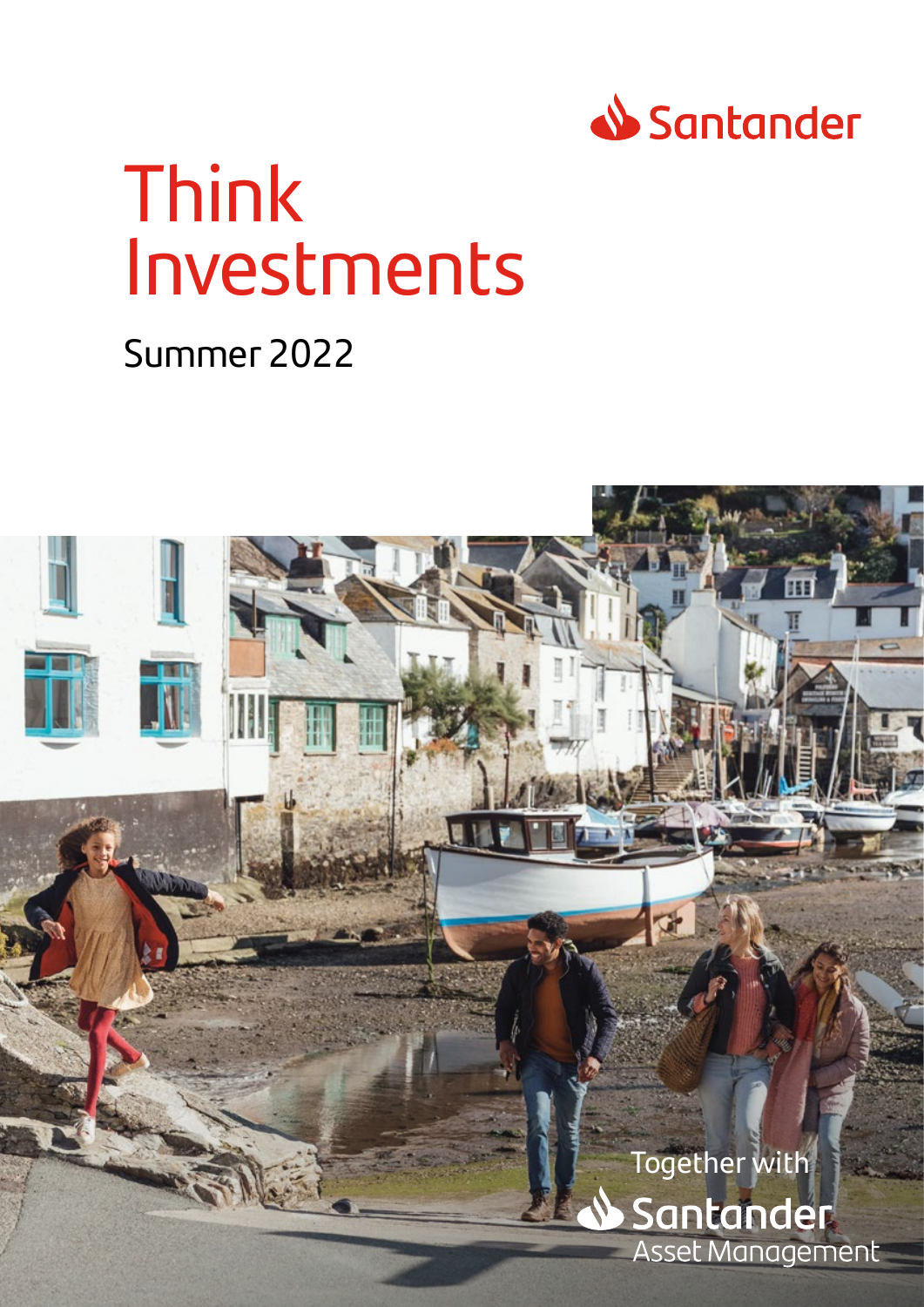Santander

# Think Investments

Summer 2022

Together with

Santander Asset Management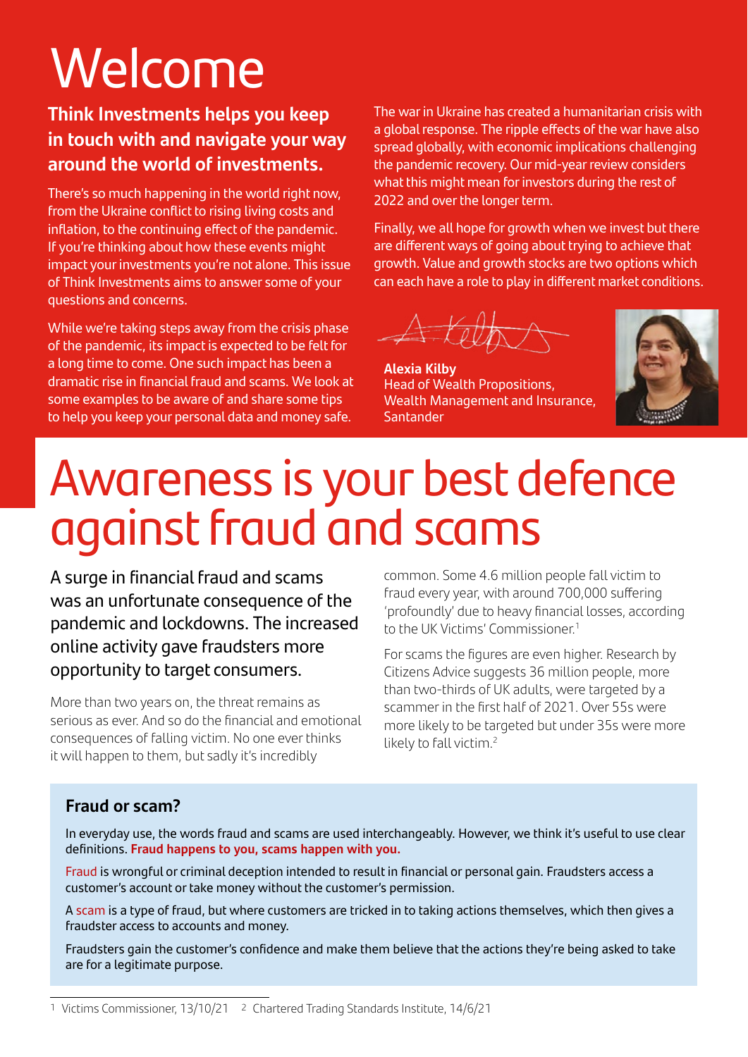# Welcome

**Think Investments helps you keep in touch with and navigate your way around the world of investments.**

There's so much happening in the world right now, from the Ukraine conflict to rising living costs and inflation, to the continuing effect of the pandemic. If you're thinking about how these events might impact your investments you're not alone. This issue of Think Investments aims to answer some of your questions and concerns.

While we're taking steps away from the crisis phase of the pandemic, its impact is expected to be felt for a long time to come. One such impact has been a dramatic rise in financial fraud and scams. We look at some examples to be aware of and share some tips to help you keep your personal data and money safe.

The war in Ukraine has created a humanitarian crisis with a global response. The ripple effects of the war have also spread globally, with economic implications challenging the pandemic recovery. Our mid-year review considers what this might mean for investors during the rest of 2022 and over the longer term.

Finally, we all hope for growth when we invest but there are different ways of going about trying to achieve that growth. Value and growth stocks are two options which can each have a role to play in different market conditions.

**Alexia Kilby**
Head of Wealth Propositions,
Wealth Management and Insurance,
Santander

# Awareness is your best defence against fraud and scams

A surge in financial fraud and scams was an unfortunate consequence of the pandemic and lockdowns. The increased online activity gave fraudsters more opportunity to target consumers.

More than two years on, the threat remains as serious as ever. And so do the financial and emotional consequences of falling victim. No one ever thinks it will happen to them, but sadly it's incredibly common. Some 4.6 million people fall victim to fraud every year, with around 700,000 suffering 'profoundly' due to heavy financial losses, according to the UK Victims' Commissioner.[1]

For scams the figures are even higher. Research by Citizens Advice suggests 36 million people, more than two-thirds of UK adults, were targeted by a scammer in the first half of 2021. Over 55s were more likely to be targeted but under 35s were more likely to fall victim.[2]

## Fraud or scam?

In everyday use, the words fraud and scams are used interchangeably. However, we think it's useful to use clear definitions. **Fraud happens to you, scams happen with you.**

Fraud is wrongful or criminal deception intended to result in financial or personal gain. Fraudsters access a customer's account or take money without the customer's permission.

A scam is a type of fraud, but where customers are tricked in to taking actions themselves, which then gives a fraudster access to accounts and money.

Fraudsters gain the customer's confidence and make them believe that the actions they're being asked to take are for a legitimate purpose.

[1] Victims Commissioner, 13/10/21 [2] Chartered Trading Standards Institute, 14/6/21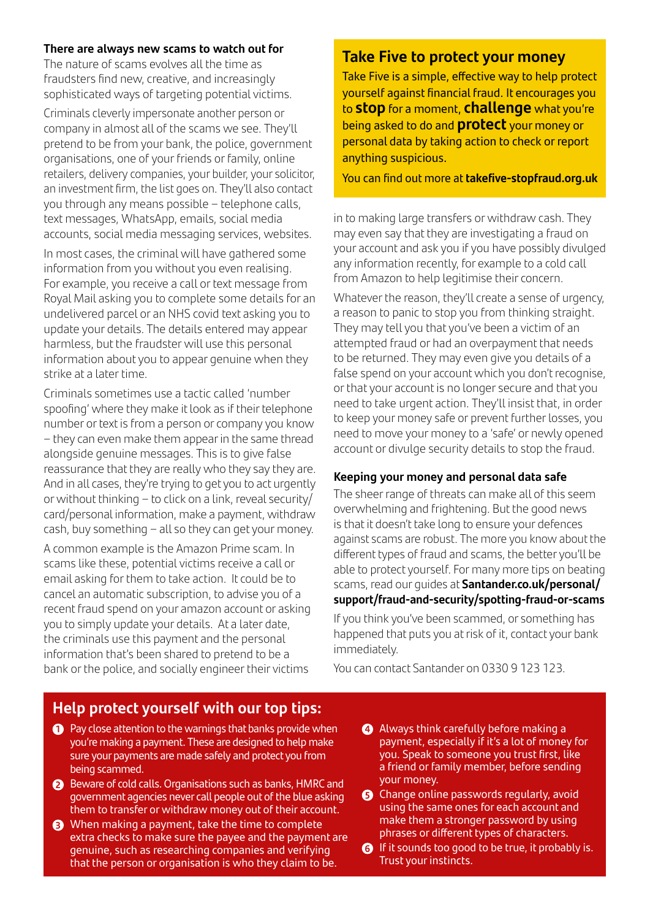**There are always new scams to watch out for**

The nature of scams evolves all the time as fraudsters find new, creative, and increasingly sophisticated ways of targeting potential victims.

Criminals cleverly impersonate another person or company in almost all of the scams we see. They'll pretend to be from your bank, the police, government organisations, one of your friends or family, online retailers, delivery companies, your builder, your solicitor, an investment firm, the list goes on. They'll also contact you through any means possible – telephone calls, text messages, WhatsApp, emails, social media accounts, social media messaging services, websites.

In most cases, the criminal will have gathered some information from you without you even realising. For example, you receive a call or text message from Royal Mail asking you to complete some details for an undelivered parcel or an NHS covid text asking you to update your details. The details entered may appear harmless, but the fraudster will use this personal information about you to appear genuine when they strike at a later time.

Criminals sometimes use a tactic called 'number spoofing' where they make it look as if their telephone number or text is from a person or company you know – they can even make them appear in the same thread alongside genuine messages. This is to give false reassurance that they are really who they say they are. And in all cases, they're trying to get you to act urgently or without thinking – to click on a link, reveal security/card/personal information, make a payment, withdraw cash, buy something – all so they can get your money.

A common example is the Amazon Prime scam. In scams like these, potential victims receive a call or email asking for them to take action. It could be to cancel an automatic subscription, to advise you of a recent fraud spend on your amazon account or asking you to simply update your details. At a later date, the criminals use this payment and the personal information that's been shared to pretend to be a bank or the police, and socially engineer their victims in to making large transfers or withdraw cash. They may even say that they are investigating a fraud on your account and ask you if you have possibly divulged any information recently, for example to a cold call from Amazon to help legitimise their concern.

Whatever the reason, they'll create a sense of urgency, a reason to panic to stop you from thinking straight. They may tell you that you've been a victim of an attempted fraud or had an overpayment that needs to be returned. They may even give you details of a false spend on your account which you don't recognise, or that your account is no longer secure and that you need to take urgent action. They'll insist that, in order to keep your money safe or prevent further losses, you need to move your money to a 'safe' or newly opened account or divulge security details to stop the fraud.

## Take Five to protect your money

Take Five is a simple, effective way to help protect yourself against financial fraud. It encourages you to **stop** for a moment, **challenge** what you're being asked to do and **protect** your money or personal data by taking action to check or report anything suspicious.

You can find out more at **takefive-stopfraud.org.uk**

**Keeping your money and personal data safe**

The sheer range of threats can make all of this seem overwhelming and frightening. But the good news is that it doesn't take long to ensure your defences against scams are robust. The more you know about the different types of fraud and scams, the better you'll be able to protect yourself. For many more tips on beating scams, read our guides at **Santander.co.uk/personal/support/fraud-and-security/spotting-fraud-or-scams**

If you think you've been scammed, or something has happened that puts you at risk of it, contact your bank immediately.

You can contact Santander on 0330 9 123 123.

## Help protect yourself with our top tips:

1. Pay close attention to the warnings that banks provide when you're making a payment. These are designed to help make sure your payments are made safely and protect you from being scammed.
2. Beware of cold calls. Organisations such as banks, HMRC and government agencies never call people out of the blue asking them to transfer or withdraw money out of their account.
3. When making a payment, take the time to complete extra checks to make sure the payee and the payment are genuine, such as researching companies and verifying that the person or organisation is who they claim to be.
4. Always think carefully before making a payment, especially if it's a lot of money for you. Speak to someone you trust first, like a friend or family member, before sending your money.
5. Change online passwords regularly, avoid using the same ones for each account and make them a stronger password by using phrases or different types of characters.
6. If it sounds too good to be true, it probably is. Trust your instincts.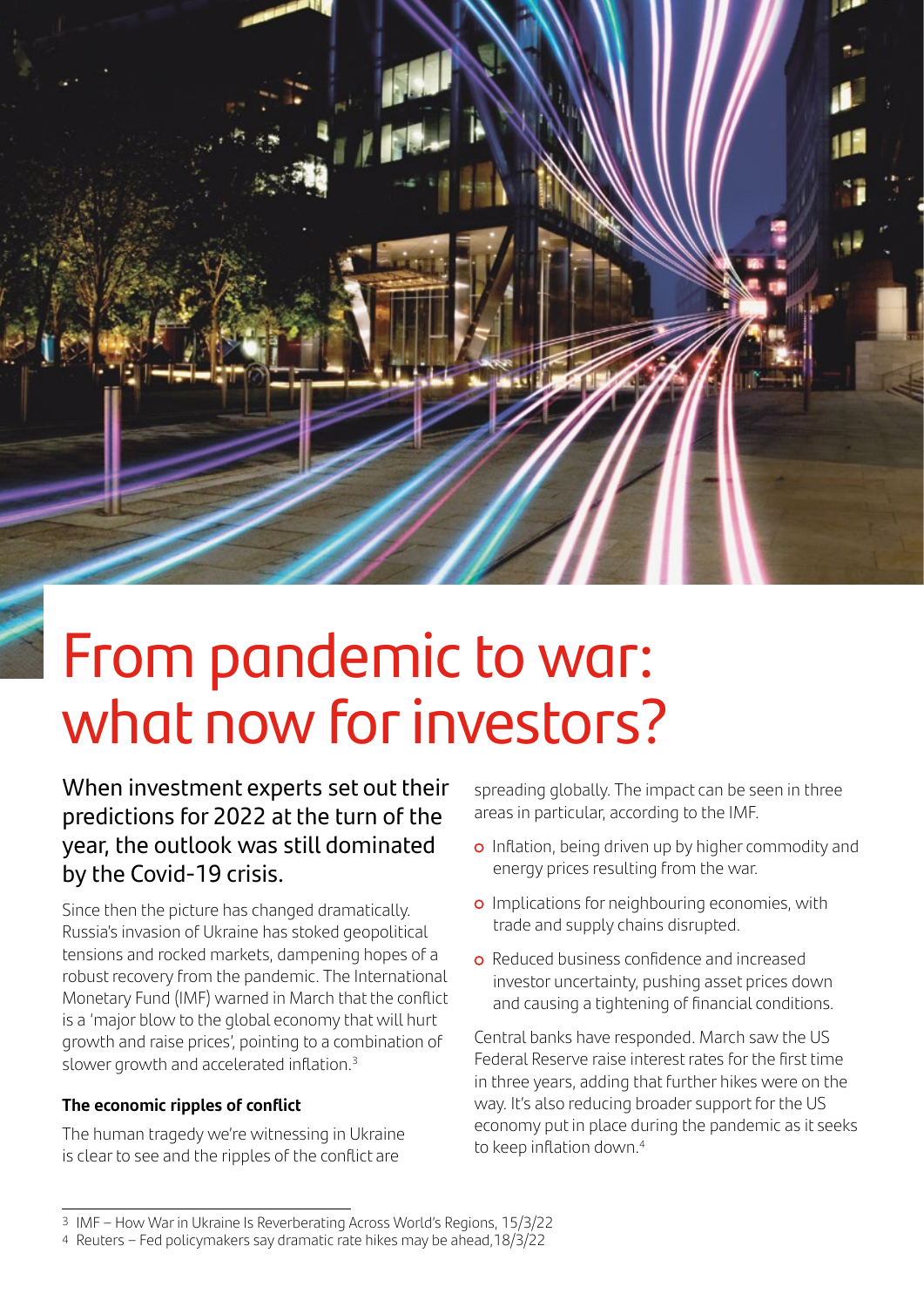# From pandemic to war: what now for investors?

When investment experts set out their predictions for 2022 at the turn of the year, the outlook was still dominated by the Covid-19 crisis.

Since then the picture has changed dramatically. Russia's invasion of Ukraine has stoked geopolitical tensions and rocked markets, dampening hopes of a robust recovery from the pandemic. The International Monetary Fund (IMF) warned in March that the conflict is a 'major blow to the global economy that will hurt growth and raise prices', pointing to a combination of slower growth and accelerated inflation.[3]

**The economic ripples of conflict**

The human tragedy we're witnessing in Ukraine is clear to see and the ripples of the conflict are spreading globally. The impact can be seen in three areas in particular, according to the IMF.

- Inflation, being driven up by higher commodity and energy prices resulting from the war.
- Implications for neighbouring economies, with trade and supply chains disrupted.
- Reduced business confidence and increased investor uncertainty, pushing asset prices down and causing a tightening of financial conditions.

Central banks have responded. March saw the US Federal Reserve raise interest rates for the first time in three years, adding that further hikes were on the way. It's also reducing broader support for the US economy put in place during the pandemic as it seeks to keep inflation down.[4]

---

3 IMF – How War in Ukraine Is Reverberating Across World's Regions, 15/3/22

4 Reuters – Fed policymakers say dramatic rate hikes may be ahead, 18/3/22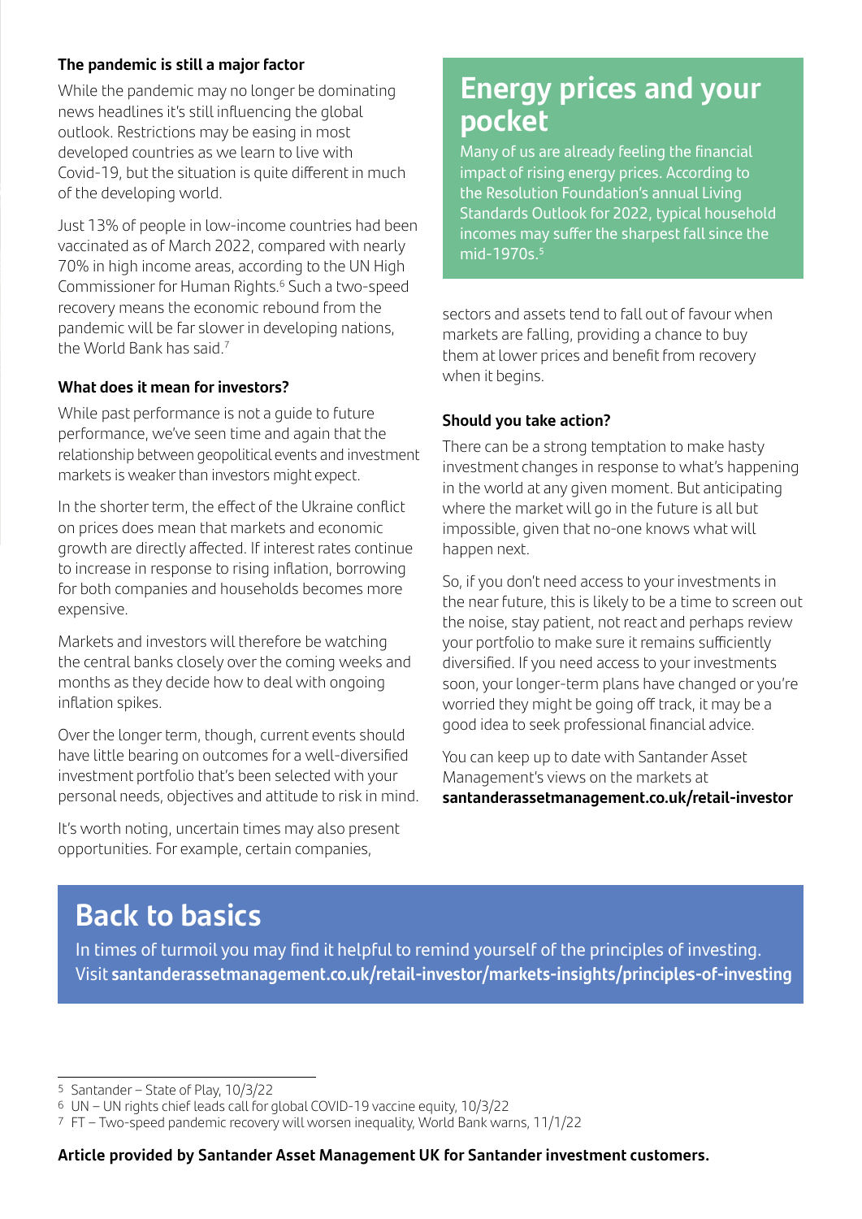### The pandemic is still a major factor

While the pandemic may no longer be dominating news headlines it's still influencing the global outlook. Restrictions may be easing in most developed countries as we learn to live with Covid-19, but the situation is quite different in much of the developing world.

Just 13% of people in low-income countries had been vaccinated as of March 2022, compared with nearly 70% in high income areas, according to the UN High Commissioner for Human Rights.[6] Such a two-speed recovery means the economic rebound from the pandemic will be far slower in developing nations, the World Bank has said.[7]

### What does it mean for investors?

While past performance is not a guide to future performance, we've seen time and again that the relationship between geopolitical events and investment markets is weaker than investors might expect.

In the shorter term, the effect of the Ukraine conflict on prices does mean that markets and economic growth are directly affected. If interest rates continue to increase in response to rising inflation, borrowing for both companies and households becomes more expensive.

Markets and investors will therefore be watching the central banks closely over the coming weeks and months as they decide how to deal with ongoing inflation spikes.

Over the longer term, though, current events should have little bearing on outcomes for a well-diversified investment portfolio that's been selected with your personal needs, objectives and attitude to risk in mind.

It's worth noting, uncertain times may also present opportunities. For example, certain companies, sectors and assets tend to fall out of favour when markets are falling, providing a chance to buy them at lower prices and benefit from recovery when it begins.

## Energy prices and your pocket

Many of us are already feeling the financial impact of rising energy prices. According to the Resolution Foundation's annual Living Standards Outlook for 2022, typical household incomes may suffer the sharpest fall since the mid-1970s.[5]

### Should you take action?

There can be a strong temptation to make hasty investment changes in response to what's happening in the world at any given moment. But anticipating where the market will go in the future is all but impossible, given that no-one knows what will happen next.

So, if you don't need access to your investments in the near future, this is likely to be a time to screen out the noise, stay patient, not react and perhaps review your portfolio to make sure it remains sufficiently diversified. If you need access to your investments soon, your longer-term plans have changed or you're worried they might be going off track, it may be a good idea to seek professional financial advice.

You can keep up to date with Santander Asset Management's views on the markets at **santanderassetmanagement.co.uk/retail-investor**

## Back to basics

In times of turmoil you may find it helpful to remind yourself of the principles of investing. Visit **santanderassetmanagement.co.uk/retail-investor/markets-insights/principles-of-investing**

[5] Santander – State of Play, 10/3/22
[6] UN – UN rights chief leads call for global COVID-19 vaccine equity, 10/3/22
[7] FT – Two-speed pandemic recovery will worsen inequality, World Bank warns, 11/1/22

**Article provided by Santander Asset Management UK for Santander investment customers.**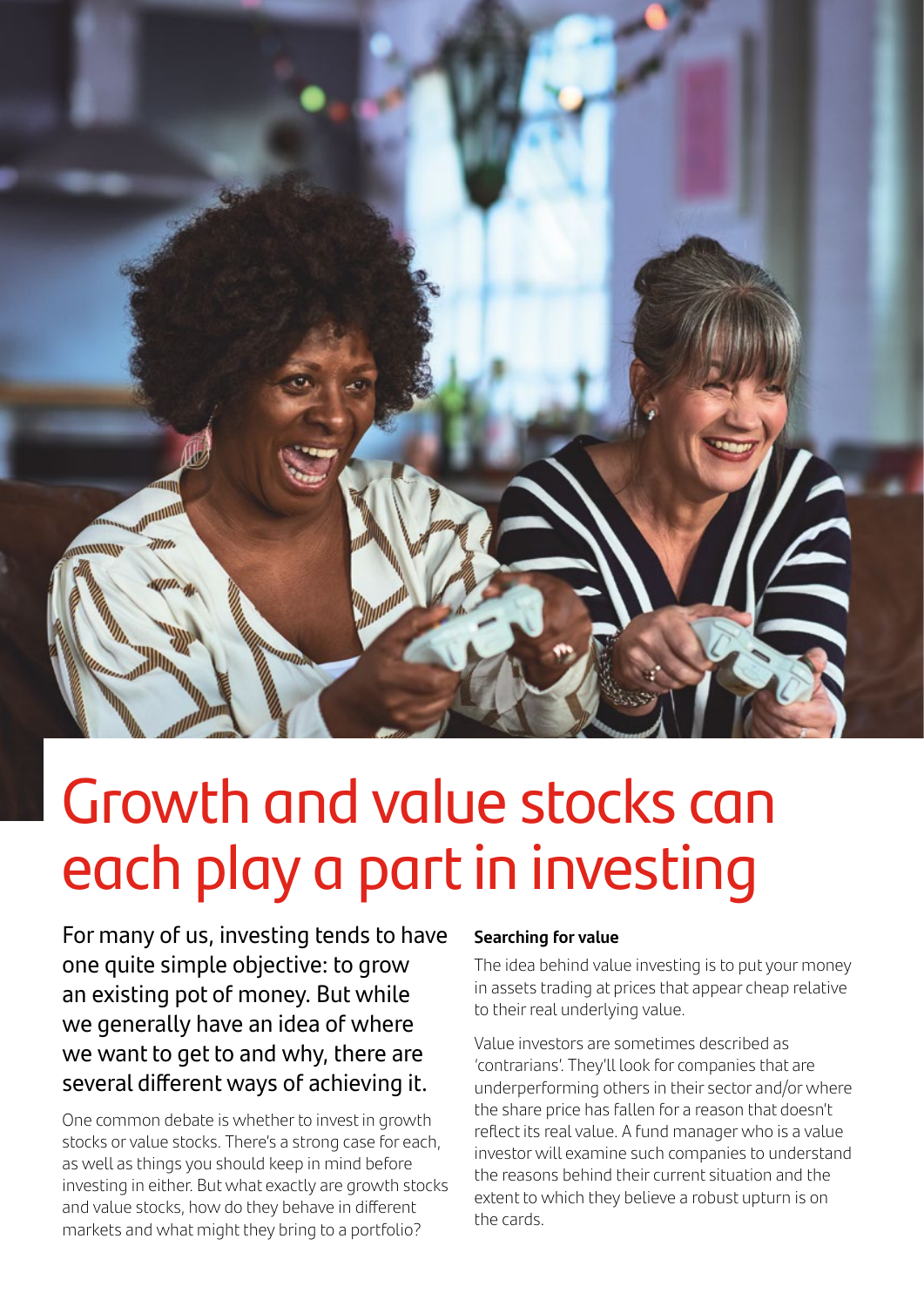# Growth and value stocks can each play a part in investing

For many of us, investing tends to have one quite simple objective: to grow an existing pot of money. But while we generally have an idea of where we want to get to and why, there are several different ways of achieving it.

One common debate is whether to invest in growth stocks or value stocks. There's a strong case for each, as well as things you should keep in mind before investing in either. But what exactly are growth stocks and value stocks, how do they behave in different markets and what might they bring to a portfolio?

**Searching for value**

The idea behind value investing is to put your money in assets trading at prices that appear cheap relative to their real underlying value.

Value investors are sometimes described as 'contrarians'. They'll look for companies that are underperforming others in their sector and/or where the share price has fallen for a reason that doesn't reflect its real value. A fund manager who is a value investor will examine such companies to understand the reasons behind their current situation and the extent to which they believe a robust upturn is on the cards.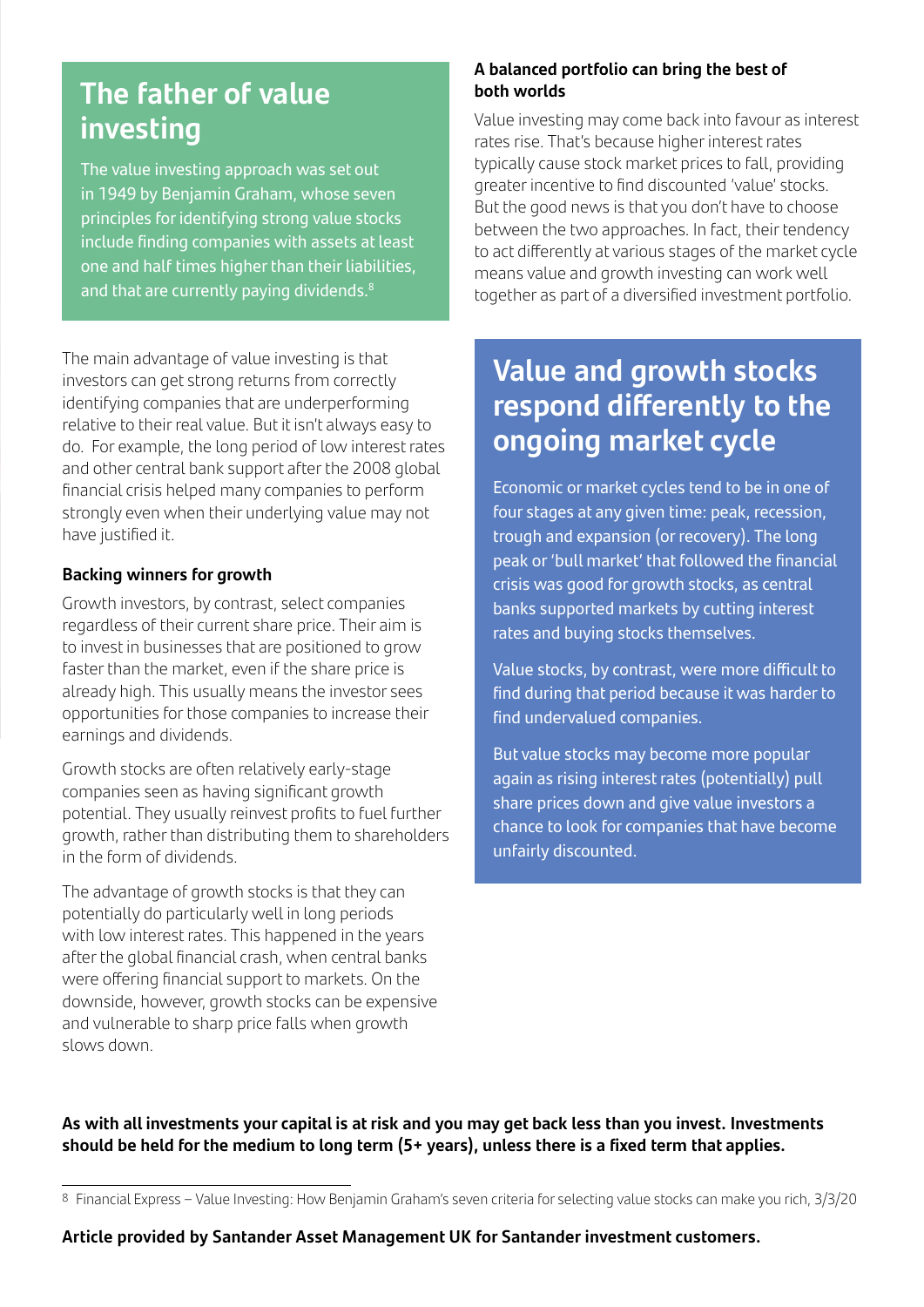## The father of value investing

The value investing approach was set out in 1949 by Benjamin Graham, whose seven principles for identifying strong value stocks include finding companies with assets at least one and half times higher than their liabilities, and that are currently paying dividends.[8]

The main advantage of value investing is that investors can get strong returns from correctly identifying companies that are underperforming relative to their real value. But it isn't always easy to do. For example, the long period of low interest rates and other central bank support after the 2008 global financial crisis helped many companies to perform strongly even when their underlying value may not have justified it.

**Backing winners for growth**

Growth investors, by contrast, select companies regardless of their current share price. Their aim is to invest in businesses that are positioned to grow faster than the market, even if the share price is already high. This usually means the investor sees opportunities for those companies to increase their earnings and dividends.

Growth stocks are often relatively early-stage companies seen as having significant growth potential. They usually reinvest profits to fuel further growth, rather than distributing them to shareholders in the form of dividends.

The advantage of growth stocks is that they can potentially do particularly well in long periods with low interest rates. This happened in the years after the global financial crash, when central banks were offering financial support to markets. On the downside, however, growth stocks can be expensive and vulnerable to sharp price falls when growth slows down.

**A balanced portfolio can bring the best of both worlds**

Value investing may come back into favour as interest rates rise. That's because higher interest rates typically cause stock market prices to fall, providing greater incentive to find discounted 'value' stocks. But the good news is that you don't have to choose between the two approaches. In fact, their tendency to act differently at various stages of the market cycle means value and growth investing can work well together as part of a diversified investment portfolio.

## Value and growth stocks respond differently to the ongoing market cycle

Economic or market cycles tend to be in one of four stages at any given time: peak, recession, trough and expansion (or recovery). The long peak or 'bull market' that followed the financial crisis was good for growth stocks, as central banks supported markets by cutting interest rates and buying stocks themselves.

Value stocks, by contrast, were more difficult to find during that period because it was harder to find undervalued companies.

But value stocks may become more popular again as rising interest rates (potentially) pull share prices down and give value investors a chance to look for companies that have become unfairly discounted.

**As with all investments your capital is at risk and you may get back less than you invest. Investments should be held for the medium to long term (5+ years), unless there is a fixed term that applies.**

[8] Financial Express – Value Investing: How Benjamin Graham's seven criteria for selecting value stocks can make you rich, 3/3/20

**Article provided by Santander Asset Management UK for Santander investment customers.**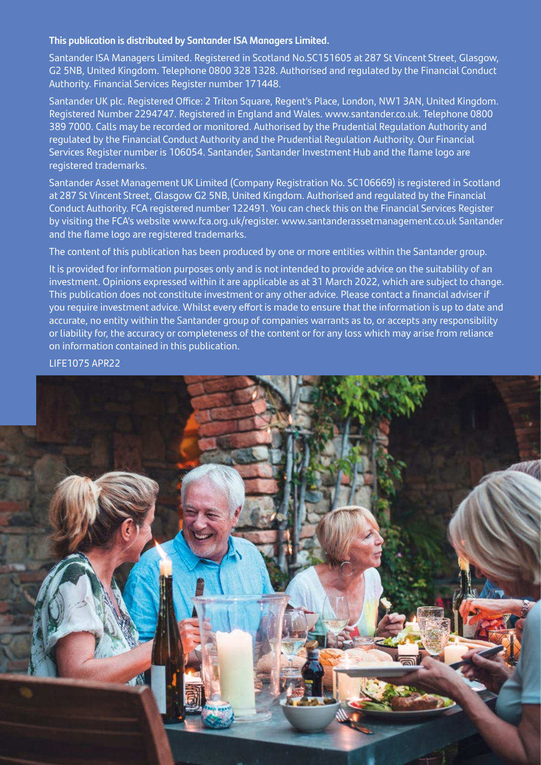**This publication is distributed by Santander ISA Managers Limited.**

Santander ISA Managers Limited. Registered in Scotland No.SC151605 at 287 St Vincent Street, Glasgow, G2 5NB, United Kingdom. Telephone 0800 328 1328. Authorised and regulated by the Financial Conduct Authority. Financial Services Register number 171448.

Santander UK plc. Registered Office: 2 Triton Square, Regent's Place, London, NW1 3AN, United Kingdom. Registered Number 2294747. Registered in England and Wales. www.santander.co.uk. Telephone 0800 389 7000. Calls may be recorded or monitored. Authorised by the Prudential Regulation Authority and regulated by the Financial Conduct Authority and the Prudential Regulation Authority. Our Financial Services Register number is 106054. Santander, Santander Investment Hub and the flame logo are registered trademarks.

Santander Asset Management UK Limited (Company Registration No. SC106669) is registered in Scotland at 287 St Vincent Street, Glasgow G2 5NB, United Kingdom. Authorised and regulated by the Financial Conduct Authority. FCA registered number 122491. You can check this on the Financial Services Register by visiting the FCA's website www.fca.org.uk/register. www.santanderassetmanagement.co.uk Santander and the flame logo are registered trademarks.

The content of this publication has been produced by one or more entities within the Santander group.

It is provided for information purposes only and is not intended to provide advice on the suitability of an investment. Opinions expressed within it are applicable as at 31 March 2022, which are subject to change. This publication does not constitute investment or any other advice. Please contact a financial adviser if you require investment advice. Whilst every effort is made to ensure that the information is up to date and accurate, no entity within the Santander group of companies warrants as to, or accepts any responsibility or liability for, the accuracy or completeness of the content or for any loss which may arise from reliance on information contained in this publication.

LIFE1075 APR22